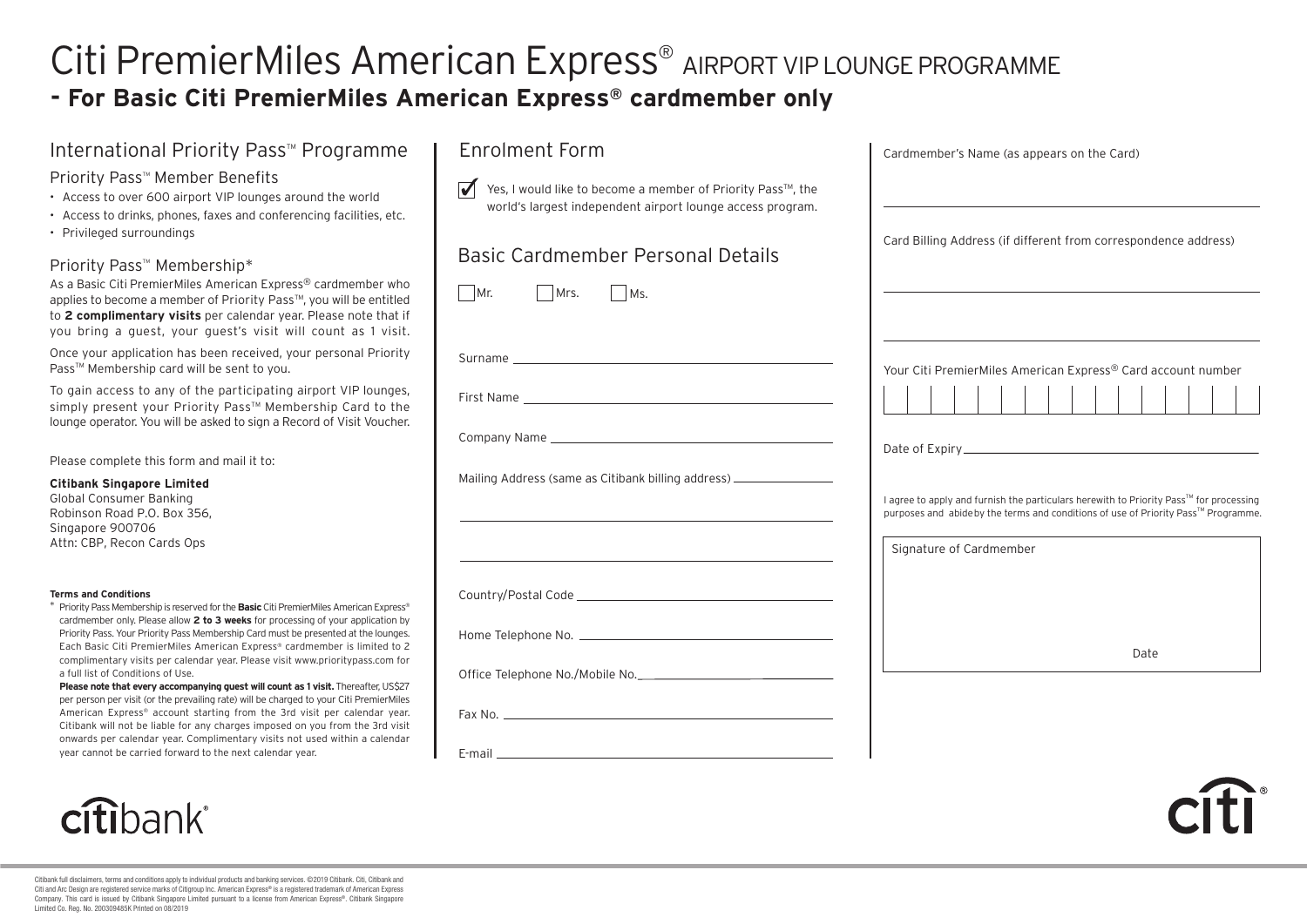# Citi PremierMiles American Express® AIRPORT VIP LOUNGE PROGRAMME

## - For Basic Citi PremierMiles American Express® cardmember only

## International Priority Pass™ Programme

### Priority Pass™ Member Benefits

- Access to over 600 airport VIP lounges around the world
- Access to drinks, phones, faxes and conferencing facilities, etc.
- Privileged surroundings

### Priority Pass™ Membership*

As a Basic Citi PremierMiles American Express® cardmember who applies to become a member of Priority Pass™, you will be entitled to **2 complimentary visits** per calendar year. Please note that if you bring a guest, your guest's visit will count as 1 visit.

Once your application has been received, your personal Priority Pass™ Membership card will be sent to you.

To gain access to any of the participating airport VIP lounges, simply present your Priority Pass™ Membership Card to the lounge operator. You will be asked to sign a Record of Visit Voucher.

Please complete this form and mail it to:

**Citibank Singapore Limited**
Global Consumer Banking
Robinson Road P.O. Box 356,
Singapore 900706
Attn: CBP, Recon Cards Ops

**Terms and Conditions**

* Priority Pass Membership is reserved for the **Basic** Citi PremierMiles American Express® cardmember only. Please allow **2 to 3 weeks** for processing of your application by Priority Pass. Your Priority Pass Membership Card must be presented at the lounges. Each Basic Citi PremierMiles American Express® cardmember is limited to 2 complimentary visits per calendar year. Please visit www.prioritypass.com for a full list of Conditions of Use.
**Please note that every accompanying guest will count as 1 visit.** Thereafter, US$27 per person per visit (or the prevailing rate) will be charged to your Citi PremierMiles American Express® account starting from the 3rd visit per calendar year. Citibank will not be liable for any charges imposed on you from the 3rd visit onwards per calendar year. Complimentary visits not used within a calendar year cannot be carried forward to the next calendar year.

## Enrolment Form

☑ Yes, I would like to become a member of Priority Pass™, the world's largest independent airport lounge access program.

### Basic Cardmember Personal Details

☐ Mr. ☐ Mrs. ☐ Ms.

Surname ______________________

First Name ______________________

Company Name ______________________

Mailing Address (same as Citibank billing address) ______________________

______________________

______________________

Country/Postal Code ______________________

Home Telephone No. ______________________

Office Telephone No./Mobile No. ______________________

Fax No. ______________________

E-mail ______________________

Cardmember's Name (as appears on the Card)

______________________

Card Billing Address (if different from correspondence address)

______________________

______________________

Your Citi PremierMiles American Express® Card account number

| | | | | | | | | | | | | | | | |
|---|---|---|---|---|---|---|---|---|---|---|---|---|---|---|---|
| | | | | | | | | | | | | | | | |

Date of Expiry ______________________

I agree to apply and furnish the particulars herewith to Priority Pass™ for processing purposes and abide by the terms and conditions of use of Priority Pass™ Programme.

Signature of Cardmember

Date

citibank®

citi®

Citibank full disclaimers, terms and conditions apply to individual products and banking services. ©2019 Citibank. Citi, Citibank and Citi and Arc Design are registered service marks of Citigroup Inc. American Express® is a registered trademark of American Express Company. This card is issued by Citibank Singapore Limited pursuant to a license from American Express®. Citibank Singapore Limited Co. Reg. No. 200309485K Printed on 08/2019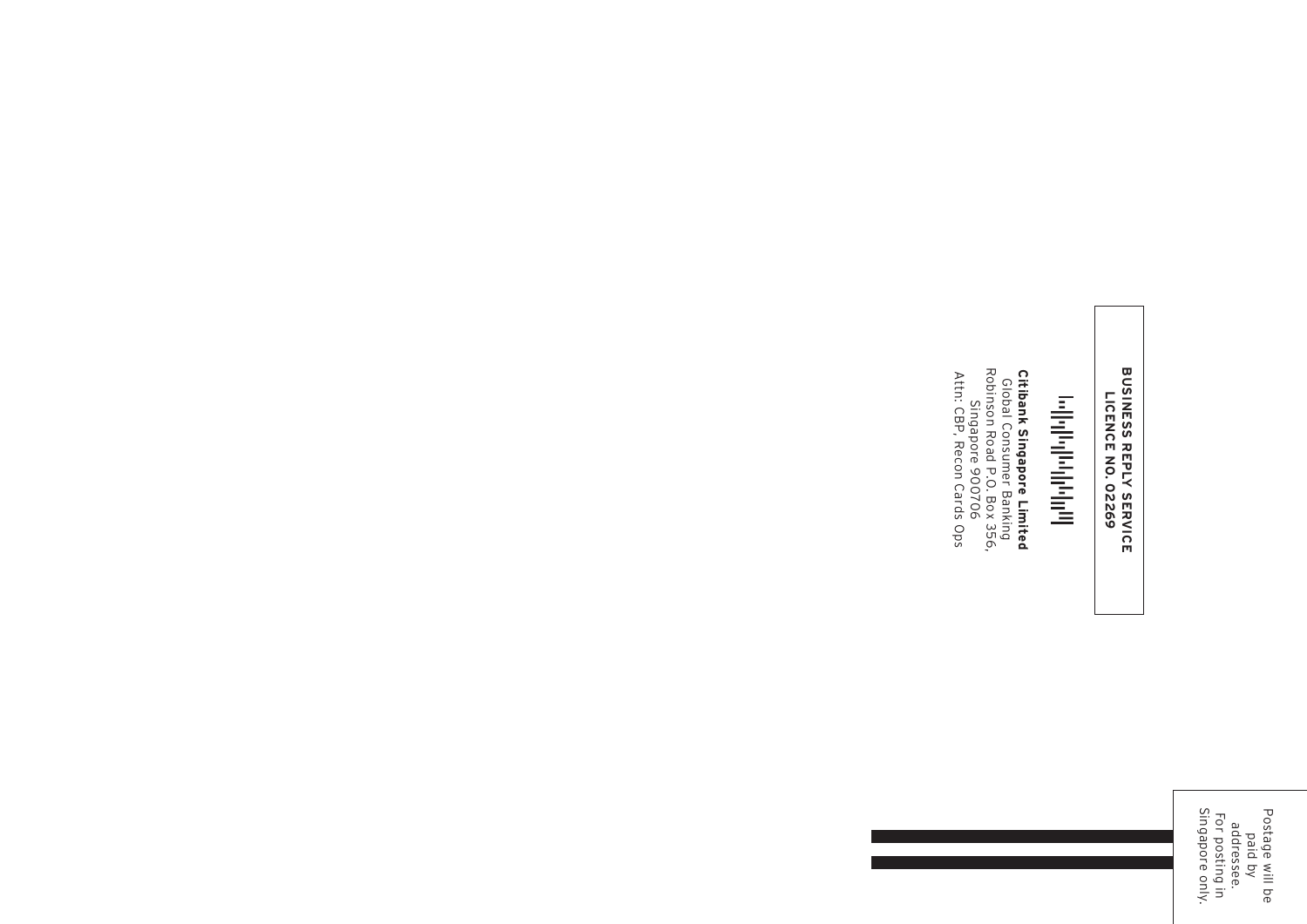**BUSINESS REPLY SERVICE**
**LICENCE NO. 02269**

**Citibank Singapore Limited**
Global Consumer Banking
Robinson Road P.O. Box 356,
Singapore 900706
Attn: CBP, Recon Cards Ops

Postage will be paid by addressee.
For posting in Singapore only.